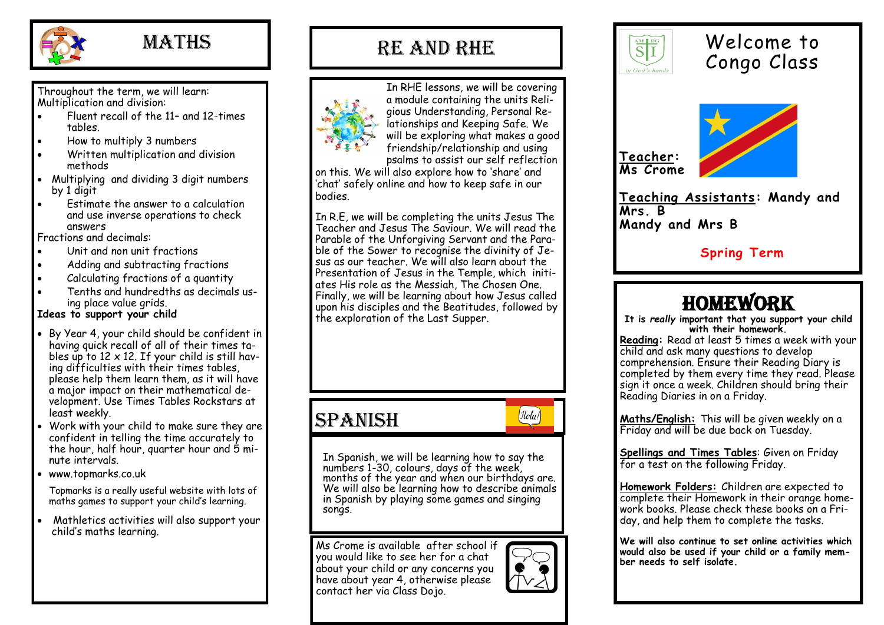# MATHS

Throughout the term, we will learn:
Multiplication and division:

- Fluent recall of the 11– and 12-times tables.
- How to multiply 3 numbers
- Written multiplication and division methods
- Multiplying and dividing 3 digit numbers by 1 digit
- Estimate the answer to a calculation and use inverse operations to check answers

Fractions and decimals:

- Unit and non unit fractions
- Adding and subtracting fractions
- Calculating fractions of a quantity
- Tenths and hundredths as decimals using place value grids.

**Ideas to support your child**

- By Year 4, your child should be confident in having quick recall of all of their times tables up to 12 x 12. If your child is still having difficulties with their times tables, please help them learn them, as it will have a major impact on their mathematical development. Use Times Tables Rockstars at least weekly.
- Work with your child to make sure they are confident in telling the time accurately to the hour, half hour, quarter hour and 5 minute intervals.
- www.topmarks.co.uk

Topmarks is a really useful website with lots of maths games to support your child's learning.

- Mathletics activities will also support your child's maths learning.

# RE AND RHE

In RHE lessons, we will be covering a module containing the units Religious Understanding, Personal Relationships and Keeping Safe. We will be exploring what makes a good friendship/relationship and using psalms to assist our self reflection on this. We will also explore how to 'share' and 'chat' safely online and how to keep safe in our bodies.

In R.E, we will be completing the units Jesus The Teacher and Jesus The Saviour. We will read the Parable of the Unforgiving Servant and the Parable of the Sower to recognise the divinity of Jesus as our teacher. We will also learn about the Presentation of Jesus in the Temple, which initiates His role as the Messiah, The Chosen One. Finally, we will be learning about how Jesus called upon his disciples and the Beatitudes, followed by the exploration of the Last Supper.

# SPANISH

¡Hola!

In Spanish, we will be learning how to say the numbers 1-30, colours, days of the week, months of the year and when our birthdays are. We will also be learning how to describe animals in Spanish by playing some games and singing songs.

Ms Crome is available after school if you would like to see her for a chat about your child or any concerns you have about year 4, otherwise please contact her via Class Dojo.

# Welcome to Congo Class

**Teacher:**
**Ms Crome**

**Teaching Assistants: Mandy and Mrs. B**
**Mandy and Mrs B**

**Spring Term**

# HOMEWORK

**It is *really* important that you support your child with their homework.**

**Reading:** Read at least 5 times a week with your child and ask many questions to develop comprehension. Ensure their Reading Diary is completed by them every time they read. Please sign it once a week. Children should bring their Reading Diaries in on a Friday.

**Maths/English:** This will be given weekly on a Friday and will be due back on Tuesday.

**Spellings and Times Tables:** Given on Friday for a test on the following Friday.

**Homework Folders:** Children are expected to complete their Homework in their orange homework books. Please check these books on a Friday, and help them to complete the tasks.

**We will also continue to set online activities which would also be used if your child or a family member needs to self isolate.**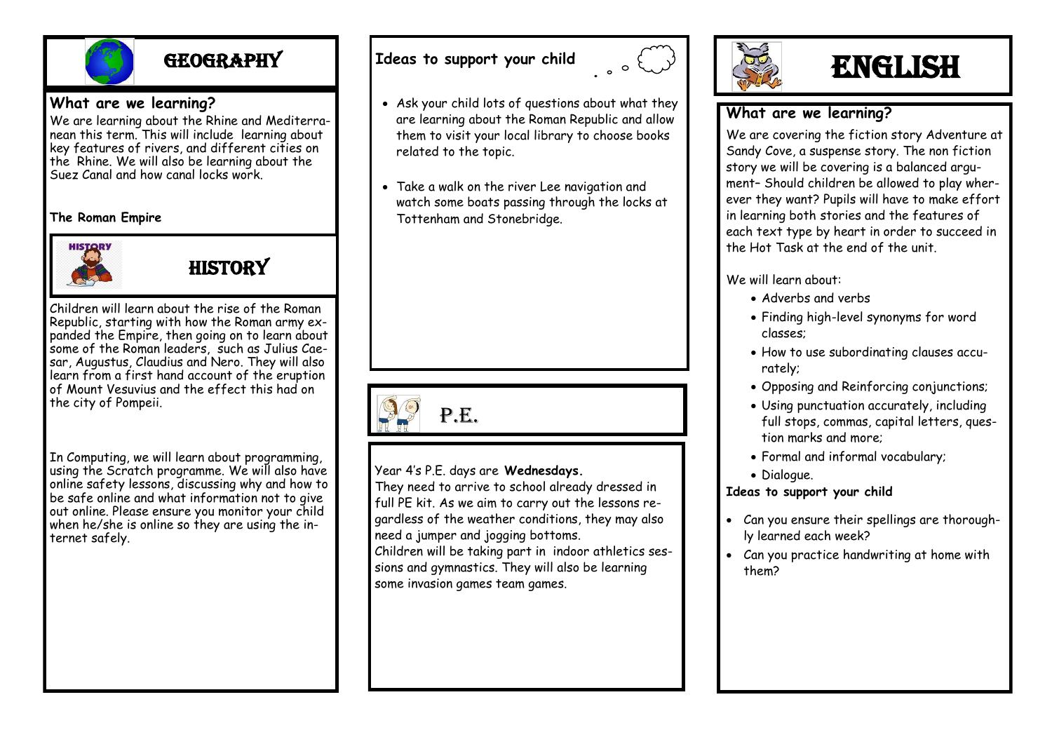# Geography

## What are we learning?

We are learning about the Rhine and Mediterranean this term. This will include learning about key features of rivers, and different cities on the Rhine. We will also be learning about the Suez Canal and how canal locks work.

**The Roman Empire**

# History

Children will learn about the rise of the Roman Republic, starting with how the Roman army expanded the Empire, then going on to learn about some of the Roman leaders, such as Julius Caesar, Augustus, Claudius and Nero. They will also learn from a first hand account of the eruption of Mount Vesuvius and the effect this had on the city of Pompeii.

In Computing, we will learn about programming, using the Scratch programme. We will also have online safety lessons, discussing why and how to be safe online and what information not to give out online. Please ensure you monitor your child when he/she is online so they are using the internet safely.

## Ideas to support your child

- Ask your child lots of questions about what they are learning about the Roman Republic and allow them to visit your local library to choose books related to the topic.
- Take a walk on the river Lee navigation and watch some boats passing through the locks at Tottenham and Stonebridge.

# P.E.

Year 4's P.E. days are **Wednesdays.**
They need to arrive to school already dressed in full PE kit. As we aim to carry out the lessons regardless of the weather conditions, they may also need a jumper and jogging bottoms.
Children will be taking part in indoor athletics sessions and gymnastics. They will also be learning some invasion games team games.

# English

## What are we learning?

We are covering the fiction story Adventure at Sandy Cove, a suspense story. The non fiction story we will be covering is a balanced argument– Should children be allowed to play wherever they want? Pupils will have to make effort in learning both stories and the features of each text type by heart in order to succeed in the Hot Task at the end of the unit.

We will learn about:

- Adverbs and verbs
- Finding high-level synonyms for word classes;
- How to use subordinating clauses accurately;
- Opposing and Reinforcing conjunctions;
- Using punctuation accurately, including full stops, commas, capital letters, question marks and more;
- Formal and informal vocabulary;
- Dialogue.

**Ideas to support your child**

- Can you ensure their spellings are thoroughly learned each week?
- Can you practice handwriting at home with them?